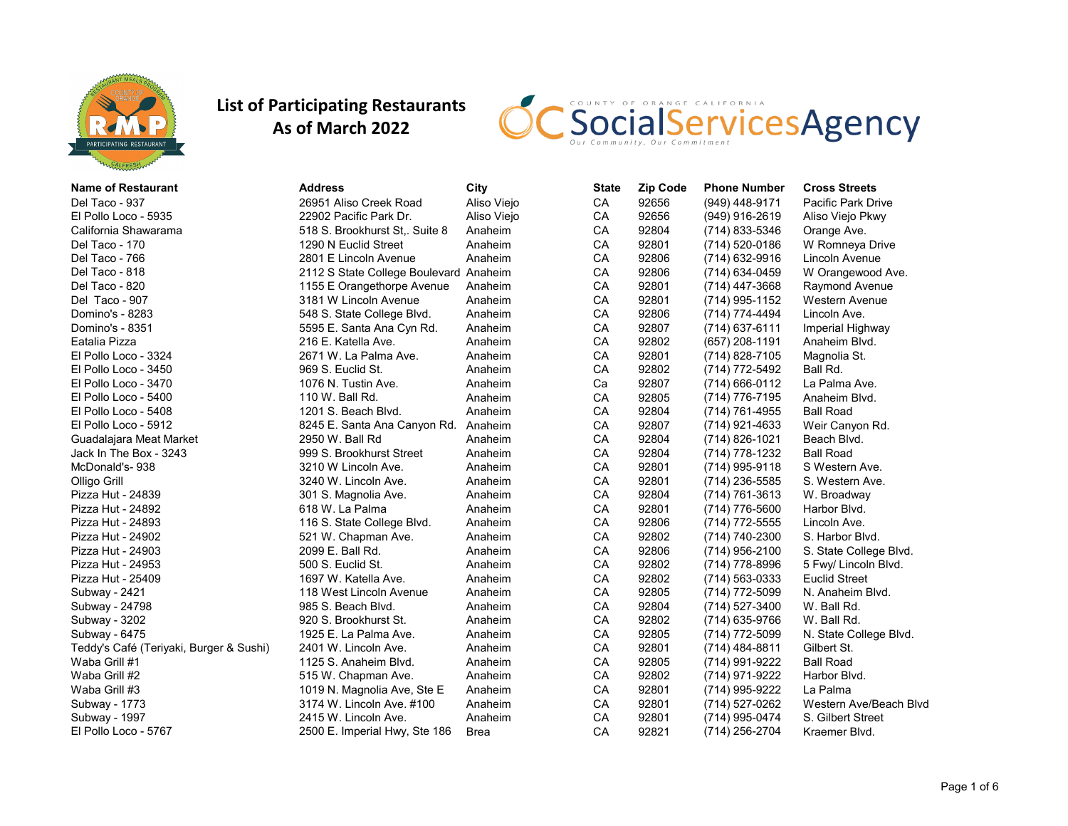# List of Participating Restaurants
## As of March 2022

| Name of Restaurant | Address | City | State | Zip Code | Phone Number | Cross Streets |
|---|---|---|---|---|---|---|
| Del Taco - 937 | 26951 Aliso Creek Road | Aliso Viejo | CA | 92656 | (949) 448-9171 | Pacific Park Drive |
| El Pollo Loco - 5935 | 22902 Pacific Park Dr. | Aliso Viejo | CA | 92656 | (949) 916-2619 | Aliso Viejo Pkwy |
| California Shawarama | 518 S. Brookhurst St,. Suite 8 | Anaheim | CA | 92804 | (714) 833-5346 | Orange Ave. |
| Del Taco - 170 | 1290 N Euclid Street | Anaheim | CA | 92801 | (714) 520-0186 | W Romneya Drive |
| Del Taco - 766 | 2801 E Lincoln Avenue | Anaheim | CA | 92806 | (714) 632-9916 | Lincoln Avenue |
| Del Taco - 818 | 2112 S State College Boulevard | Anaheim | CA | 92806 | (714) 634-0459 | W Orangewood Ave. |
| Del Taco - 820 | 1155 E Orangethorpe Avenue | Anaheim | CA | 92801 | (714) 447-3668 | Raymond Avenue |
| Del Taco - 907 | 3181 W Lincoln Avenue | Anaheim | CA | 92801 | (714) 995-1152 | Western Avenue |
| Domino's - 8283 | 548 S. State College Blvd. | Anaheim | CA | 92806 | (714) 774-4494 | Lincoln Ave. |
| Domino's - 8351 | 5595 E. Santa Ana Cyn Rd. | Anaheim | CA | 92807 | (714) 637-6111 | Imperial Highway |
| Eatalia Pizza | 216 E. Katella Ave. | Anaheim | CA | 92802 | (657) 208-1191 | Anaheim Blvd. |
| El Pollo Loco - 3324 | 2671 W. La Palma Ave. | Anaheim | CA | 92801 | (714) 828-7105 | Magnolia St. |
| El Pollo Loco - 3450 | 969 S. Euclid St. | Anaheim | CA | 92802 | (714) 772-5492 | Ball Rd. |
| El Pollo Loco - 3470 | 1076 N. Tustin Ave. | Anaheim | Ca | 92807 | (714) 666-0112 | La Palma Ave. |
| El Pollo Loco - 5400 | 110 W. Ball Rd. | Anaheim | CA | 92805 | (714) 776-7195 | Anaheim Blvd. |
| El Pollo Loco - 5408 | 1201 S. Beach Blvd. | Anaheim | CA | 92804 | (714) 761-4955 | Ball Road |
| El Pollo Loco - 5912 | 8245 E. Santa Ana Canyon Rd. | Anaheim | CA | 92807 | (714) 921-4633 | Weir Canyon Rd. |
| Guadalajara Meat Market | 2950 W. Ball Rd | Anaheim | CA | 92804 | (714) 826-1021 | Beach Blvd. |
| Jack In The Box - 3243 | 999 S. Brookhurst Street | Anaheim | CA | 92804 | (714) 778-1232 | Ball Road |
| McDonald's- 938 | 3210 W Lincoln Ave. | Anaheim | CA | 92801 | (714) 995-9118 | S Western Ave. |
| Olligo Grill | 3240 W. Lincoln Ave. | Anaheim | CA | 92801 | (714) 236-5585 | S. Western Ave. |
| Pizza Hut - 24839 | 301 S. Magnolia Ave. | Anaheim | CA | 92804 | (714) 761-3613 | W. Broadway |
| Pizza Hut - 24892 | 618 W. La Palma | Anaheim | CA | 92801 | (714) 776-5600 | Harbor Blvd. |
| Pizza Hut - 24893 | 116 S. State College Blvd. | Anaheim | CA | 92806 | (714) 772-5555 | Lincoln Ave. |
| Pizza Hut - 24902 | 521 W. Chapman Ave. | Anaheim | CA | 92802 | (714) 740-2300 | S. Harbor Blvd. |
| Pizza Hut - 24903 | 2099 E. Ball Rd. | Anaheim | CA | 92806 | (714) 956-2100 | S. State College Blvd. |
| Pizza Hut - 24953 | 500 S. Euclid St. | Anaheim | CA | 92802 | (714) 778-8996 | 5 Fwy/ Lincoln Blvd. |
| Pizza Hut - 25409 | 1697 W. Katella Ave. | Anaheim | CA | 92802 | (714) 563-0333 | Euclid Street |
| Subway - 2421 | 118 West Lincoln Avenue | Anaheim | CA | 92805 | (714) 772-5099 | N. Anaheim Blvd. |
| Subway - 24798 | 985 S. Beach Blvd. | Anaheim | CA | 92804 | (714) 527-3400 | W. Ball Rd. |
| Subway - 3202 | 920 S. Brookhurst St. | Anaheim | CA | 92802 | (714) 635-9766 | W. Ball Rd. |
| Subway - 6475 | 1925 E. La Palma Ave. | Anaheim | CA | 92805 | (714) 772-5099 | N. State College Blvd. |
| Teddy's Café (Teriyaki, Burger & Sushi) | 2401 W. Lincoln Ave. | Anaheim | CA | 92801 | (714) 484-8811 | Gilbert St. |
| Waba Grill #1 | 1125 S. Anaheim Blvd. | Anaheim | CA | 92805 | (714) 991-9222 | Ball Road |
| Waba Grill #2 | 515 W. Chapman Ave. | Anaheim | CA | 92802 | (714) 971-9222 | Harbor Blvd. |
| Waba Grill #3 | 1019 N. Magnolia Ave, Ste E | Anaheim | CA | 92801 | (714) 995-9222 | La Palma |
| Subway - 1773 | 3174 W. Lincoln Ave. #100 | Anaheim | CA | 92801 | (714) 527-0262 | Western Ave/Beach Blvd |
| Subway - 1997 | 2415 W. Lincoln Ave. | Anaheim | CA | 92801 | (714) 995-0474 | S. Gilbert Street |
| El Pollo Loco - 5767 | 2500 E. Imperial Hwy, Ste 186 | Brea | CA | 92821 | (714) 256-2704 | Kraemer Blvd. |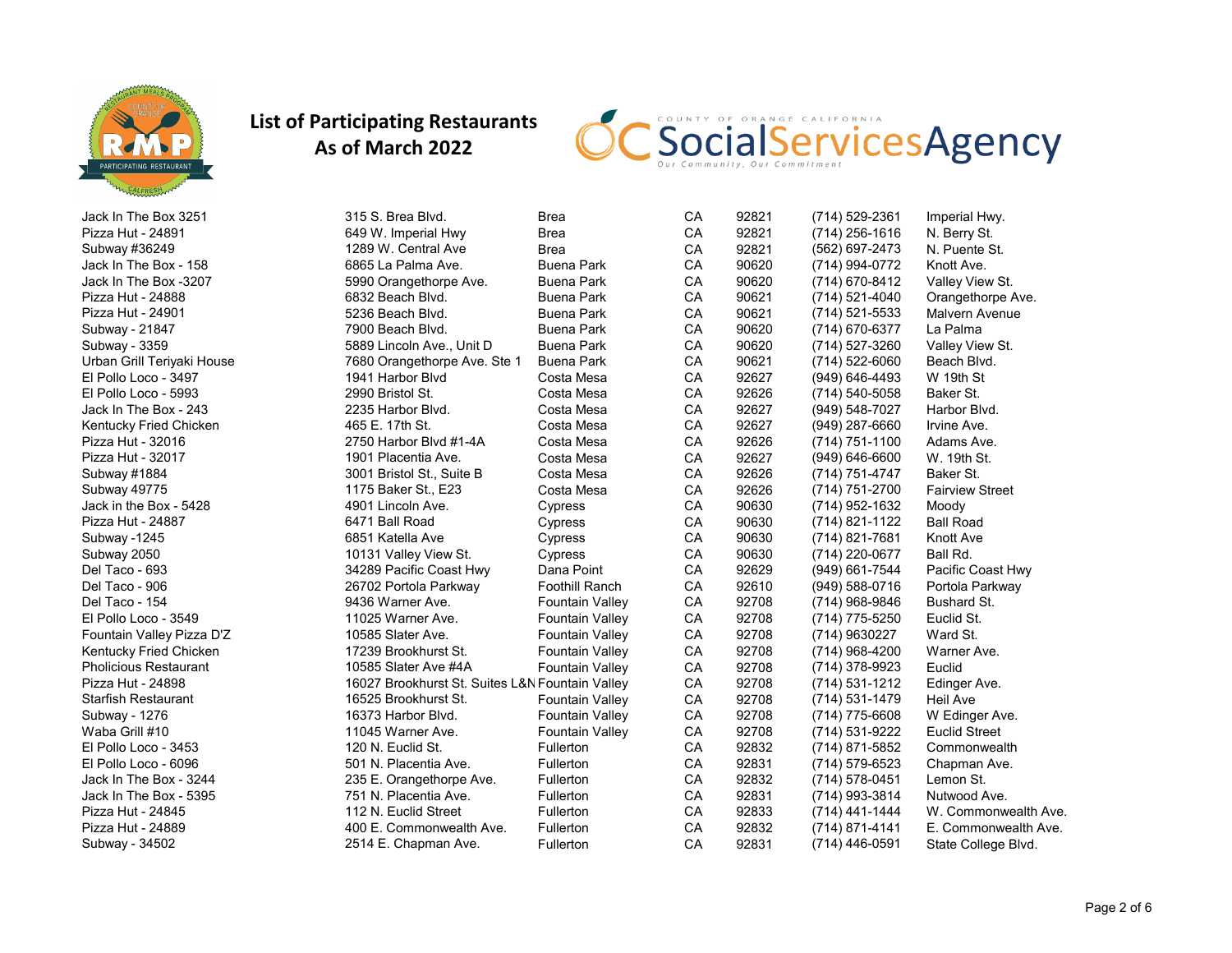# List of Participating Restaurants
## As of March 2022

| | | | | | | |
|---|---|---|---|---|---|---|
| Jack In The Box 3251 | 315 S. Brea Blvd. | Brea | CA | 92821 | (714) 529-2361 | Imperial Hwy. |
| Pizza Hut - 24891 | 649 W. Imperial Hwy | Brea | CA | 92821 | (714) 256-1616 | N. Berry St. |
| Subway #36249 | 1289 W. Central Ave | Brea | CA | 92821 | (562) 697-2473 | N. Puente St. |
| Jack In The Box - 158 | 6865 La Palma Ave. | Buena Park | CA | 90620 | (714) 994-0772 | Knott Ave. |
| Jack In The Box -3207 | 5990 Orangethorpe Ave. | Buena Park | CA | 90620 | (714) 670-8412 | Valley View St. |
| Pizza Hut - 24888 | 6832 Beach Blvd. | Buena Park | CA | 90621 | (714) 521-4040 | Orangethorpe Ave. |
| Pizza Hut - 24901 | 5236 Beach Blvd. | Buena Park | CA | 90621 | (714) 521-5533 | Malvern Avenue |
| Subway - 21847 | 7900 Beach Blvd. | Buena Park | CA | 90620 | (714) 670-6377 | La Palma |
| Subway - 3359 | 5889 Lincoln Ave., Unit D | Buena Park | CA | 90620 | (714) 527-3260 | Valley View St. |
| Urban Grill Teriyaki House | 7680 Orangethorpe Ave. Ste 1 | Buena Park | CA | 90621 | (714) 522-6060 | Beach Blvd. |
| El Pollo Loco - 3497 | 1941 Harbor Blvd | Costa Mesa | CA | 92627 | (949) 646-4493 | W 19th St |
| El Pollo Loco - 5993 | 2990 Bristol St. | Costa Mesa | CA | 92626 | (714) 540-5058 | Baker St. |
| Jack In The Box - 243 | 2235 Harbor Blvd. | Costa Mesa | CA | 92627 | (949) 548-7027 | Harbor Blvd. |
| Kentucky Fried Chicken | 465 E. 17th St. | Costa Mesa | CA | 92627 | (949) 287-6660 | Irvine Ave. |
| Pizza Hut - 32016 | 2750 Harbor Blvd #1-4A | Costa Mesa | CA | 92626 | (714) 751-1100 | Adams Ave. |
| Pizza Hut - 32017 | 1901 Placentia Ave. | Costa Mesa | CA | 92627 | (949) 646-6600 | W. 19th St. |
| Subway #1884 | 3001 Bristol St., Suite B | Costa Mesa | CA | 92626 | (714) 751-4747 | Baker St. |
| Subway 49775 | 1175 Baker St., E23 | Costa Mesa | CA | 92626 | (714) 751-2700 | Fairview Street |
| Jack in the Box - 5428 | 4901 Lincoln Ave. | Cypress | CA | 90630 | (714) 952-1632 | Moody |
| Pizza Hut - 24887 | 6471 Ball Road | Cypress | CA | 90630 | (714) 821-1122 | Ball Road |
| Subway -1245 | 6851 Katella Ave | Cypress | CA | 90630 | (714) 821-7681 | Knott Ave |
| Subway 2050 | 10131 Valley View St. | Cypress | CA | 90630 | (714) 220-0677 | Ball Rd. |
| Del Taco - 693 | 34289 Pacific Coast Hwy | Dana Point | CA | 92629 | (949) 661-7544 | Pacific Coast Hwy |
| Del Taco - 906 | 26702 Portola Parkway | Foothill Ranch | CA | 92610 | (949) 588-0716 | Portola Parkway |
| Del Taco - 154 | 9436 Warner Ave. | Fountain Valley | CA | 92708 | (714) 968-9846 | Bushard St. |
| El Pollo Loco - 3549 | 11025 Warner Ave. | Fountain Valley | CA | 92708 | (714) 775-5250 | Euclid St. |
| Fountain Valley Pizza D'Z | 10585 Slater Ave. | Fountain Valley | CA | 92708 | (714) 9630227 | Ward St. |
| Kentucky Fried Chicken | 17239 Brookhurst St. | Fountain Valley | CA | 92708 | (714) 968-4200 | Warner Ave. |
| Pholicious Restaurant | 10585 Slater Ave #4A | Fountain Valley | CA | 92708 | (714) 378-9923 | Euclid |
| Pizza Hut - 24898 | 16027 Brookhurst St. Suites L&N | Fountain Valley | CA | 92708 | (714) 531-1212 | Edinger Ave. |
| Starfish Restaurant | 16525 Brookhurst St. | Fountain Valley | CA | 92708 | (714) 531-1479 | Heil Ave |
| Subway - 1276 | 16373 Harbor Blvd. | Fountain Valley | CA | 92708 | (714) 775-6608 | W Edinger Ave. |
| Waba Grill #10 | 11045 Warner Ave. | Fountain Valley | CA | 92708 | (714) 531-9222 | Euclid Street |
| El Pollo Loco - 3453 | 120 N. Euclid St. | Fullerton | CA | 92832 | (714) 871-5852 | Commonwealth |
| El Pollo Loco - 6096 | 501 N. Placentia Ave. | Fullerton | CA | 92831 | (714) 579-6523 | Chapman Ave. |
| Jack In The Box - 3244 | 235 E. Orangethorpe Ave. | Fullerton | CA | 92832 | (714) 578-0451 | Lemon St. |
| Jack In The Box - 5395 | 751 N. Placentia Ave. | Fullerton | CA | 92831 | (714) 993-3814 | Nutwood Ave. |
| Pizza Hut - 24845 | 112 N. Euclid Street | Fullerton | CA | 92833 | (714) 441-1444 | W. Commonwealth Ave. |
| Pizza Hut - 24889 | 400 E. Commonwealth Ave. | Fullerton | CA | 92832 | (714) 871-4141 | E. Commonwealth Ave. |
| Subway - 34502 | 2514 E. Chapman Ave. | Fullerton | CA | 92831 | (714) 446-0591 | State College Blvd. |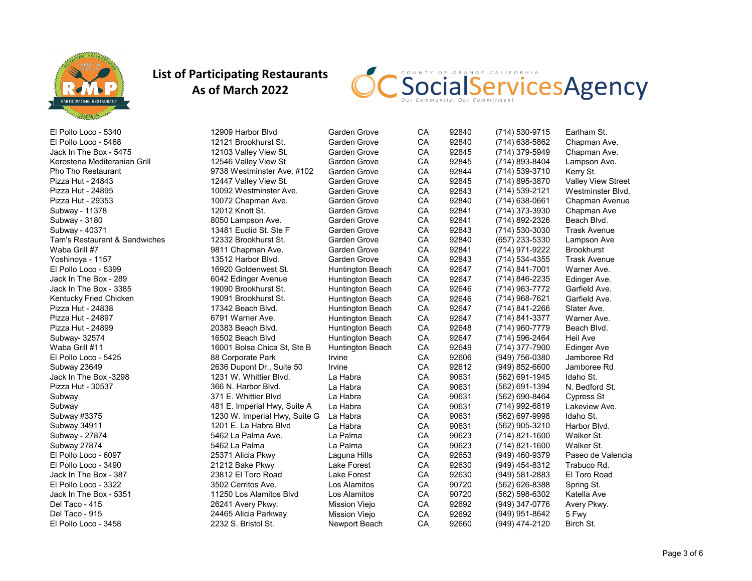# List of Participating Restaurants
## As of March 2022

| Restaurant | Address | City | State | Zip | Phone | Cross Street |
|---|---|---|---|---|---|---|
| El Pollo Loco - 5340 | 12909 Harbor Blvd | Garden Grove | CA | 92840 | (714) 530-9715 | Earlham St. |
| El Pollo Loco - 5468 | 12121 Brookhurst St. | Garden Grove | CA | 92840 | (714) 638-5862 | Chapman Ave. |
| Jack In The Box - 5475 | 12103 Valley View St. | Garden Grove | CA | 92845 | (714) 379-5949 | Chapman Ave. |
| Kerostena Mediteranian Grill | 12546 Valley View St | Garden Grove | CA | 92845 | (714) 893-8404 | Lampson Ave. |
| Pho Tho Restaurant | 9738 Westminster Ave. #102 | Garden Grove | CA | 92844 | (714) 539-3710 | Kerry St. |
| Pizza Hut - 24843 | 12447 Valley View St. | Garden Grove | CA | 92845 | (714) 895-3870 | Valley View Street |
| Pizza Hut - 24895 | 10092 Westminster Ave. | Garden Grove | CA | 92843 | (714) 539-2121 | Westminster Blvd. |
| Pizza Hut - 29353 | 10072 Chapman Ave. | Garden Grove | CA | 92840 | (714) 638-0661 | Chapman Avenue |
| Subway - 11378 | 12012 Knott St. | Garden Grove | CA | 92841 | (714) 373-3930 | Chapman Ave |
| Subway - 3180 | 8050 Lampson Ave. | Garden Grove | CA | 92841 | (714) 892-2326 | Beach Blvd. |
| Subway - 40371 | 13481 Euclid St. Ste F | Garden Grove | CA | 92843 | (714) 530-3030 | Trask Avenue |
| Tam's Restaurant & Sandwiches | 12332 Brookhurst St. | Garden Grove | CA | 92840 | (657) 233-5330 | Lampson Ave |
| Waba Grill #7 | 9811 Chapman Ave. | Garden Grove | CA | 92841 | (714) 971-9222 | Brookhurst |
| Yoshinoya - 1157 | 13512 Harbor Blvd. | Garden Grove | CA | 92843 | (714) 534-4355 | Trask Avenue |
| El Pollo Loco - 5399 | 16920 Goldenwest St. | Huntington Beach | CA | 92647 | (714) 841-7001 | Warner Ave. |
| Jack In The Box - 289 | 6042 Edinger Avenue | Huntington Beach | CA | 92647 | (714) 846-2235 | Edinger Ave. |
| Jack In The Box - 3385 | 19090 Brookhurst St. | Huntington Beach | CA | 92646 | (714) 963-7772 | Garfield Ave. |
| Kentucky Fried Chicken | 19091 Brookhurst St. | Huntington Beach | CA | 92646 | (714) 968-7621 | Garfield Ave. |
| Pizza Hut - 24838 | 17342 Beach Blvd. | Huntington Beach | CA | 92647 | (714) 841-2266 | Slater Ave. |
| Pizza Hut - 24897 | 6791 Warner Ave. | Huntington Beach | CA | 92647 | (714) 841-3377 | Warner Ave. |
| Pizza Hut - 24899 | 20383 Beach Blvd. | Huntington Beach | CA | 92648 | (714) 960-7779 | Beach Blvd. |
| Subway- 32574 | 16502 Beach Blvd | Huntington Beach | CA | 92647 | (714) 596-2464 | Heil Ave |
| Waba Grill #11 | 16001 Bolsa Chica St, Ste B | Huntington Beach | CA | 92649 | (714) 377-7900 | Edinger Ave |
| El Pollo Loco - 5425 | 88 Corporate Park | Irvine | CA | 92606 | (949) 756-0380 | Jamboree Rd |
| Subway 23649 | 2636 Dupont Dr., Suite 50 | Irvine | CA | 92612 | (949) 852-6600 | Jamboree Rd |
| Jack In The Box -3298 | 1231 W. Whittier Blvd. | La Habra | CA | 90631 | (562) 691-1945 | Idaho St. |
| Pizza Hut - 30537 | 366 N. Harbor Blvd. | La Habra | CA | 90631 | (562) 691-1394 | N. Bedford St. |
| Subway | 371 E. Whittier Blvd | La Habra | CA | 90631 | (562) 690-8464 | Cypress St |
| Subway | 481 E. Imperial Hwy, Suite A | La Habra | CA | 90631 | (714) 992-6819 | Lakeview Ave. |
| Subway #3375 | 1230 W. Imperial Hwy, Suite G | La Habra | CA | 90631 | (562) 697-9998 | Idaho St. |
| Subway 34911 | 1201 E. La Habra Blvd | La Habra | CA | 90631 | (562) 905-3210 | Harbor Blvd. |
| Subway - 27874 | 5462 La Palma Ave. | La Palma | CA | 90623 | (714) 821-1600 | Walker St. |
| Subway 27874 | 5462 La Palma | La Palma | CA | 90623 | (714) 821-1600 | Walker St. |
| El Pollo Loco - 6097 | 25371 Alicia Pkwy | Laguna Hills | CA | 92653 | (949) 460-9379 | Paseo de Valencia |
| El Pollo Loco - 3490 | 21212 Bake Pkwy | Lake Forest | CA | 92630 | (949) 454-8312 | Trabuco Rd. |
| Jack In The Box - 387 | 23812 El Toro Road | Lake Forest | CA | 92630 | (949) 581-2883 | El Toro Road |
| El Pollo Loco - 3322 | 3502 Cerritos Ave. | Los Alamitos | CA | 90720 | (562) 626-8388 | Spring St. |
| Jack In The Box - 5351 | 11250 Los Alamitos Blvd | Los Alamitos | CA | 90720 | (562) 598-6302 | Katella Ave |
| Del Taco - 415 | 26241 Avery Pkwy. | Mission Viejo | CA | 92692 | (949) 347-0776 | Avery Pkwy. |
| Del Taco - 915 | 24465 Alicia Parkway | Mission Viejo | CA | 92692 | (949) 951-8642 | 5 Fwy |
| El Pollo Loco - 3458 | 2232 S. Bristol St. | Newport Beach | CA | 92660 | (949) 474-2120 | Birch St. |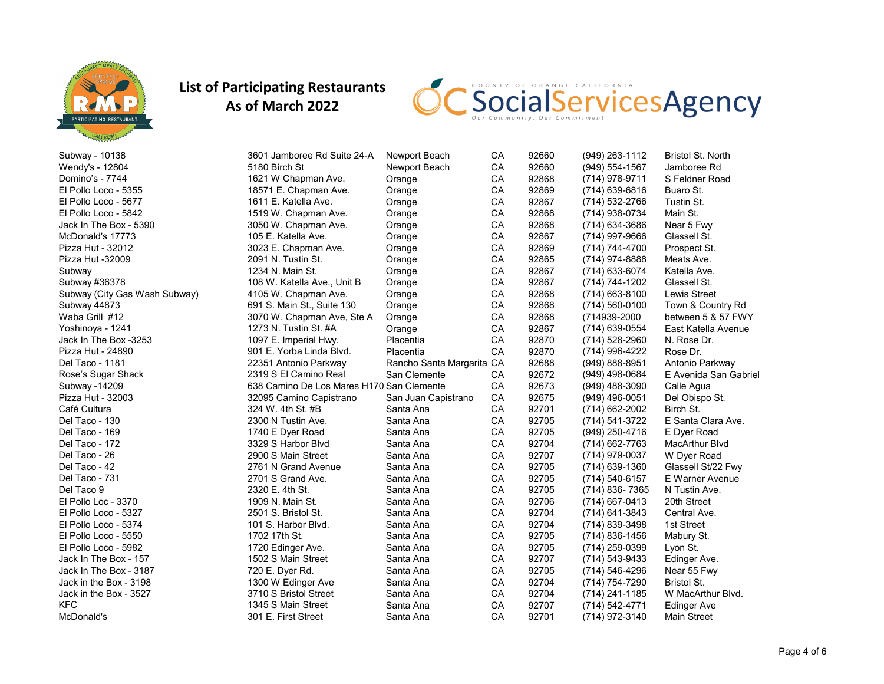# List of Participating Restaurants
## As of March 2022

COUNTY OF ORANGE CALIFORNIA
OC SocialServicesAgency
Our Community, Our Commitment

| | | | | | | |
|---|---|---|---|---|---|---|
| Subway - 10138 | 3601 Jamboree Rd Suite 24-A | Newport Beach | CA | 92660 | (949) 263-1112 | Bristol St. North |
| Wendy's - 12804 | 5180 Birch St | Newport Beach | CA | 92660 | (949) 554-1567 | Jamboree Rd |
| Domino's - 7744 | 1621 W Chapman Ave. | Orange | CA | 92868 | (714) 978-9711 | S Feldner Road |
| El Pollo Loco - 5355 | 18571 E. Chapman Ave. | Orange | CA | 92869 | (714) 639-6816 | Buaro St. |
| El Pollo Loco - 5677 | 1611 E. Katella Ave. | Orange | CA | 92867 | (714) 532-2766 | Tustin St. |
| El Pollo Loco - 5842 | 1519 W. Chapman Ave. | Orange | CA | 92868 | (714) 938-0734 | Main St. |
| Jack In The Box - 5390 | 3050 W. Chapman Ave. | Orange | CA | 92868 | (714) 634-3686 | Near 5 Fwy |
| McDonald's 17773 | 105 E. Katella Ave. | Orange | CA | 92867 | (714) 997-9666 | Glassell St. |
| Pizza Hut - 32012 | 3023 E. Chapman Ave. | Orange | CA | 92869 | (714) 744-4700 | Prospect St. |
| Pizza Hut -32009 | 2091 N. Tustin St. | Orange | CA | 92865 | (714) 974-8888 | Meats Ave. |
| Subway | 1234 N. Main St. | Orange | CA | 92867 | (714) 633-6074 | Katella Ave. |
| Subway #36378 | 108 W. Katella Ave., Unit B | Orange | CA | 92867 | (714) 744-1202 | Glassell St. |
| Subway (City Gas Wash Subway) | 4105 W. Chapman Ave. | Orange | CA | 92868 | (714) 663-8100 | Lewis Street |
| Subway 44873 | 691 S. Main St., Suite 130 | Orange | CA | 92868 | (714) 560-0100 | Town & Country Rd |
| Waba Grill #12 | 3070 W. Chapman Ave, Ste A | Orange | CA | 92868 | (714939-2000 | between 5 & 57 FWY |
| Yoshinoya - 1241 | 1273 N. Tustin St. #A | Orange | CA | 92867 | (714) 639-0554 | East Katella Avenue |
| Jack In The Box -3253 | 1097 E. Imperial Hwy. | Placentia | CA | 92870 | (714) 528-2960 | N. Rose Dr. |
| Pizza Hut - 24890 | 901 E. Yorba Linda Blvd. | Placentia | CA | 92870 | (714) 996-4222 | Rose Dr. |
| Del Taco - 1181 | 22351 Antonio Parkway | Rancho Santa Margarita | CA | 92688 | (949) 888-8951 | Antonio Parkway |
| Rose's Sugar Shack | 2319 S El Camino Real | San Clemente | CA | 92672 | (949) 498-0684 | E Avenida San Gabriel |
| Subway -14209 | 638 Camino De Los Mares H170 | San Clemente | CA | 92673 | (949) 488-3090 | Calle Agua |
| Pizza Hut - 32003 | 32095 Camino Capistrano | San Juan Capistrano | CA | 92675 | (949) 496-0051 | Del Obispo St. |
| Café Cultura | 324 W. 4th St. #B | Santa Ana | CA | 92701 | (714) 662-2002 | Birch St. |
| Del Taco - 130 | 2300 N Tustin Ave. | Santa Ana | CA | 92705 | (714) 541-3722 | E Santa Clara Ave. |
| Del Taco - 169 | 1740 E Dyer Road | Santa Ana | CA | 92705 | (949) 250-4716 | E Dyer Road |
| Del Taco - 172 | 3329 S Harbor Blvd | Santa Ana | CA | 92704 | (714) 662-7763 | MacArthur Blvd |
| Del Taco - 26 | 2900 S Main Street | Santa Ana | CA | 92707 | (714) 979-0037 | W Dyer Road |
| Del Taco - 42 | 2761 N Grand Avenue | Santa Ana | CA | 92705 | (714) 639-1360 | Glassell St/22 Fwy |
| Del Taco - 731 | 2701 S Grand Ave. | Santa Ana | CA | 92705 | (714) 540-6157 | E Warner Avenue |
| Del Taco 9 | 2320 E. 4th St. | Santa Ana | CA | 92705 | (714) 836- 7365 | N Tustin Ave. |
| El Pollo Loc - 3370 | 1909 N. Main St. | Santa Ana | CA | 92706 | (714) 667-0413 | 20th Street |
| El Pollo Loco - 5327 | 2501 S. Bristol St. | Santa Ana | CA | 92704 | (714) 641-3843 | Central Ave. |
| El Pollo Loco - 5374 | 101 S. Harbor Blvd. | Santa Ana | CA | 92704 | (714) 839-3498 | 1st Street |
| El Pollo Loco - 5550 | 1702 17th St. | Santa Ana | CA | 92705 | (714) 836-1456 | Mabury St. |
| El Pollo Loco - 5982 | 1720 Edinger Ave. | Santa Ana | CA | 92705 | (714) 259-0399 | Lyon St. |
| Jack In The Box - 157 | 1502 S Main Street | Santa Ana | CA | 92707 | (714) 543-9433 | Edinger Ave. |
| Jack In The Box - 3187 | 720 E. Dyer Rd. | Santa Ana | CA | 92705 | (714) 546-4296 | Near 55 Fwy |
| Jack in the Box - 3198 | 1300 W Edinger Ave | Santa Ana | CA | 92704 | (714) 754-7290 | Bristol St. |
| Jack in the Box - 3527 | 3710 S Bristol Street | Santa Ana | CA | 92704 | (714) 241-1185 | W MacArthur Blvd. |
| KFC | 1345 S Main Street | Santa Ana | CA | 92707 | (714) 542-4771 | Edinger Ave |
| McDonald's | 301 E. First Street | Santa Ana | CA | 92701 | (714) 972-3140 | Main Street |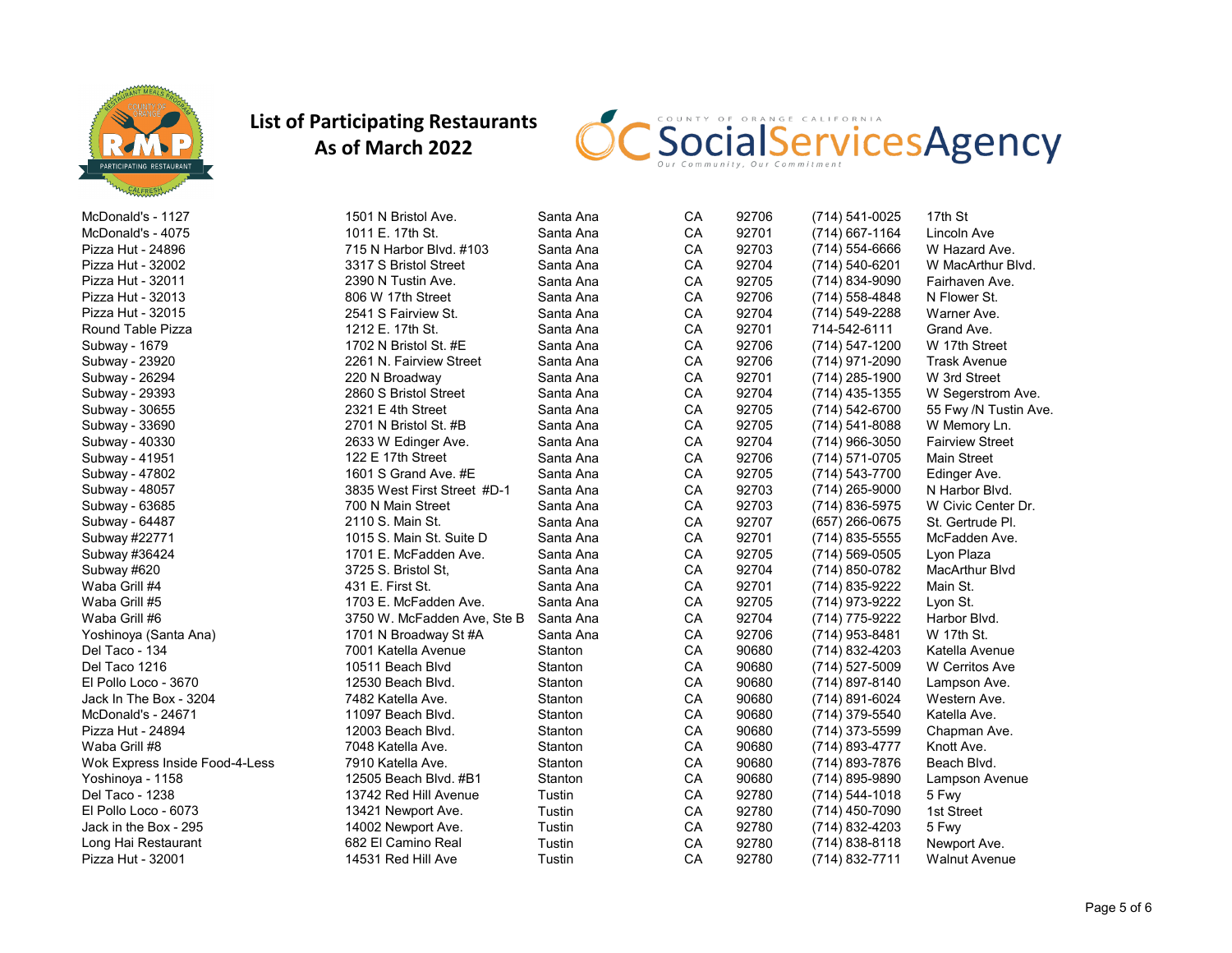# List of Participating Restaurants
## As of March 2022

| Restaurant | Address | City | State | Zip | Phone | Cross Street |
|---|---|---|---|---|---|---|
| McDonald's - 1127 | 1501 N Bristol Ave. | Santa Ana | CA | 92706 | (714) 541-0025 | 17th St |
| McDonald's - 4075 | 1011 E. 17th St. | Santa Ana | CA | 92701 | (714) 667-1164 | Lincoln Ave |
| Pizza Hut - 24896 | 715 N Harbor Blvd. #103 | Santa Ana | CA | 92703 | (714) 554-6666 | W Hazard Ave. |
| Pizza Hut - 32002 | 3317 S Bristol Street | Santa Ana | CA | 92704 | (714) 540-6201 | W MacArthur Blvd. |
| Pizza Hut - 32011 | 2390 N Tustin Ave. | Santa Ana | CA | 92705 | (714) 834-9090 | Fairhaven Ave. |
| Pizza Hut - 32013 | 806 W 17th Street | Santa Ana | CA | 92706 | (714) 558-4848 | N Flower St. |
| Pizza Hut - 32015 | 2541 S Fairview St. | Santa Ana | CA | 92704 | (714) 549-2288 | Warner Ave. |
| Round Table Pizza | 1212 E. 17th St. | Santa Ana | CA | 92701 | 714-542-6111 | Grand Ave. |
| Subway - 1679 | 1702 N Bristol St. #E | Santa Ana | CA | 92706 | (714) 547-1200 | W 17th Street |
| Subway - 23920 | 2261 N. Fairview Street | Santa Ana | CA | 92706 | (714) 971-2090 | Trask Avenue |
| Subway - 26294 | 220 N Broadway | Santa Ana | CA | 92701 | (714) 285-1900 | W 3rd Street |
| Subway - 29393 | 2860 S Bristol Street | Santa Ana | CA | 92704 | (714) 435-1355 | W Segerstrom Ave. |
| Subway - 30655 | 2321 E 4th Street | Santa Ana | CA | 92705 | (714) 542-6700 | 55 Fwy /N Tustin Ave. |
| Subway - 33690 | 2701 N Bristol St. #B | Santa Ana | CA | 92705 | (714) 541-8088 | W Memory Ln. |
| Subway - 40330 | 2633 W Edinger Ave. | Santa Ana | CA | 92704 | (714) 966-3050 | Fairview Street |
| Subway - 41951 | 122 E 17th Street | Santa Ana | CA | 92706 | (714) 571-0705 | Main Street |
| Subway - 47802 | 1601 S Grand Ave. #E | Santa Ana | CA | 92705 | (714) 543-7700 | Edinger Ave. |
| Subway - 48057 | 3835 West First Street #D-1 | Santa Ana | CA | 92703 | (714) 265-9000 | N Harbor Blvd. |
| Subway - 63685 | 700 N Main Street | Santa Ana | CA | 92703 | (714) 836-5975 | W Civic Center Dr. |
| Subway - 64487 | 2110 S. Main St. | Santa Ana | CA | 92707 | (657) 266-0675 | St. Gertrude Pl. |
| Subway #22771 | 1015 S. Main St. Suite D | Santa Ana | CA | 92701 | (714) 835-5555 | McFadden Ave. |
| Subway #36424 | 1701 E. McFadden Ave. | Santa Ana | CA | 92705 | (714) 569-0505 | Lyon Plaza |
| Subway #620 | 3725 S. Bristol St, | Santa Ana | CA | 92704 | (714) 850-0782 | MacArthur Blvd |
| Waba Grill #4 | 431 E. First St. | Santa Ana | CA | 92701 | (714) 835-9222 | Main St. |
| Waba Grill #5 | 1703 E. McFadden Ave. | Santa Ana | CA | 92705 | (714) 973-9222 | Lyon St. |
| Waba Grill #6 | 3750 W. McFadden Ave, Ste B | Santa Ana | CA | 92704 | (714) 775-9222 | Harbor Blvd. |
| Yoshinoya (Santa Ana) | 1701 N Broadway St #A | Santa Ana | CA | 92706 | (714) 953-8481 | W 17th St. |
| Del Taco - 134 | 7001 Katella Avenue | Stanton | CA | 90680 | (714) 832-4203 | Katella Avenue |
| Del Taco 1216 | 10511 Beach Blvd | Stanton | CA | 90680 | (714) 527-5009 | W Cerritos Ave |
| El Pollo Loco - 3670 | 12530 Beach Blvd. | Stanton | CA | 90680 | (714) 897-8140 | Lampson Ave. |
| Jack In The Box - 3204 | 7482 Katella Ave. | Stanton | CA | 90680 | (714) 891-6024 | Western Ave. |
| McDonald's - 24671 | 11097 Beach Blvd. | Stanton | CA | 90680 | (714) 379-5540 | Katella Ave. |
| Pizza Hut - 24894 | 12003 Beach Blvd. | Stanton | CA | 90680 | (714) 373-5599 | Chapman Ave. |
| Waba Grill #8 | 7048 Katella Ave. | Stanton | CA | 90680 | (714) 893-4777 | Knott Ave. |
| Wok Express Inside Food-4-Less | 7910 Katella Ave. | Stanton | CA | 90680 | (714) 893-7876 | Beach Blvd. |
| Yoshinoya - 1158 | 12505 Beach Blvd. #B1 | Stanton | CA | 90680 | (714) 895-9890 | Lampson Avenue |
| Del Taco - 1238 | 13742 Red Hill Avenue | Tustin | CA | 92780 | (714) 544-1018 | 5 Fwy |
| El Pollo Loco - 6073 | 13421 Newport Ave. | Tustin | CA | 92780 | (714) 450-7090 | 1st Street |
| Jack in the Box - 295 | 14002 Newport Ave. | Tustin | CA | 92780 | (714) 832-4203 | 5 Fwy |
| Long Hai Restaurant | 682 El Camino Real | Tustin | CA | 92780 | (714) 838-8118 | Newport Ave. |
| Pizza Hut - 32001 | 14531 Red Hill Ave | Tustin | CA | 92780 | (714) 832-7711 | Walnut Avenue |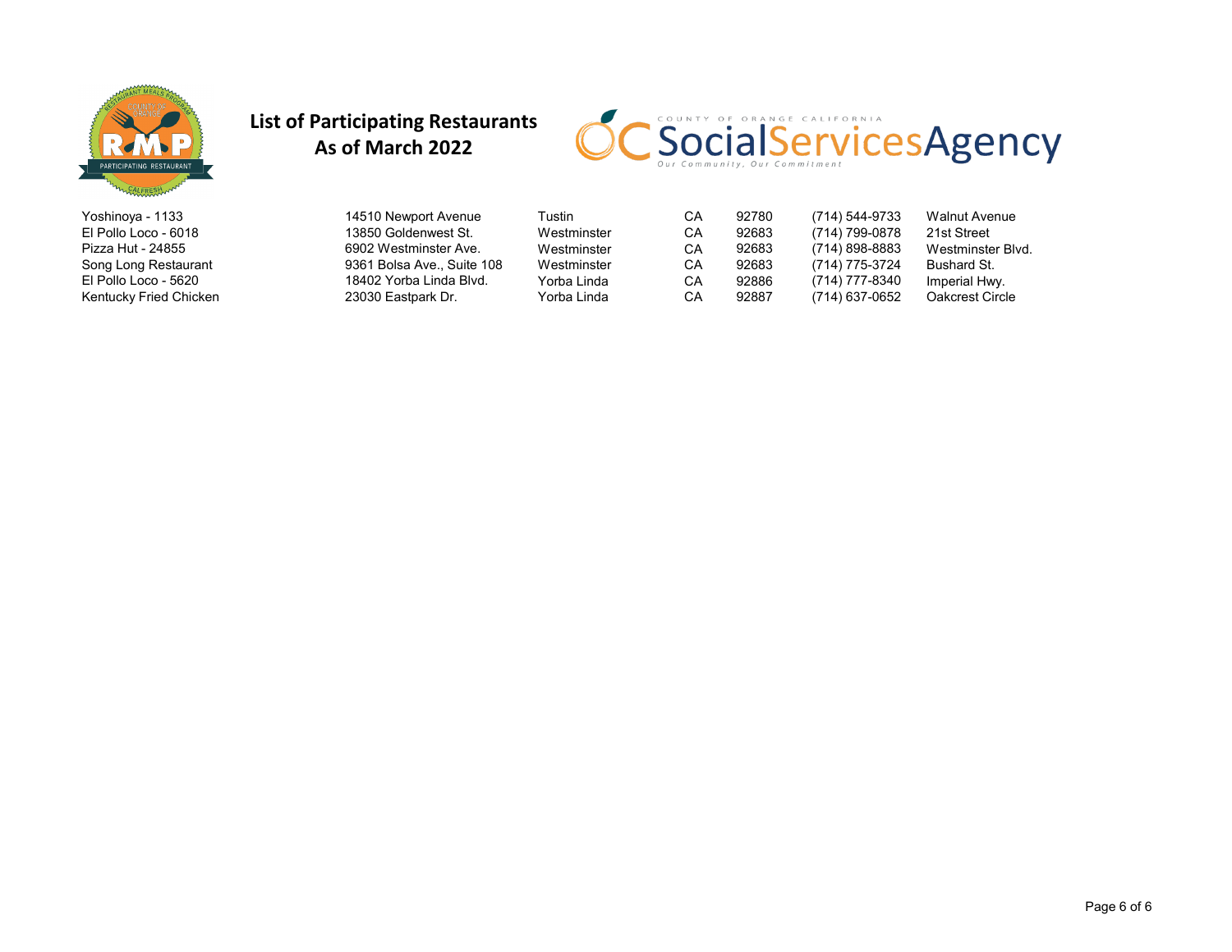## List of Participating Restaurants As of March 2022

COUNTY OF ORANGE CALIFORNIA
SocialServicesAgency
Our Community, Our Commitment

| | | | | | | |
|---|---|---|---|---|---|---|
| Yoshinoya - 1133 | 14510 Newport Avenue | Tustin | CA | 92780 | (714) 544-9733 | Walnut Avenue |
| El Pollo Loco - 6018 | 13850 Goldenwest St. | Westminster | CA | 92683 | (714) 799-0878 | 21st Street |
| Pizza Hut - 24855 | 6902 Westminster Ave. | Westminster | CA | 92683 | (714) 898-8883 | Westminster Blvd. |
| Song Long Restaurant | 9361 Bolsa Ave., Suite 108 | Westminster | CA | 92683 | (714) 775-3724 | Bushard St. |
| El Pollo Loco - 5620 | 18402 Yorba Linda Blvd. | Yorba Linda | CA | 92886 | (714) 777-8340 | Imperial Hwy. |
| Kentucky Fried Chicken | 23030 Eastpark Dr. | Yorba Linda | CA | 92887 | (714) 637-0652 | Oakcrest Circle |